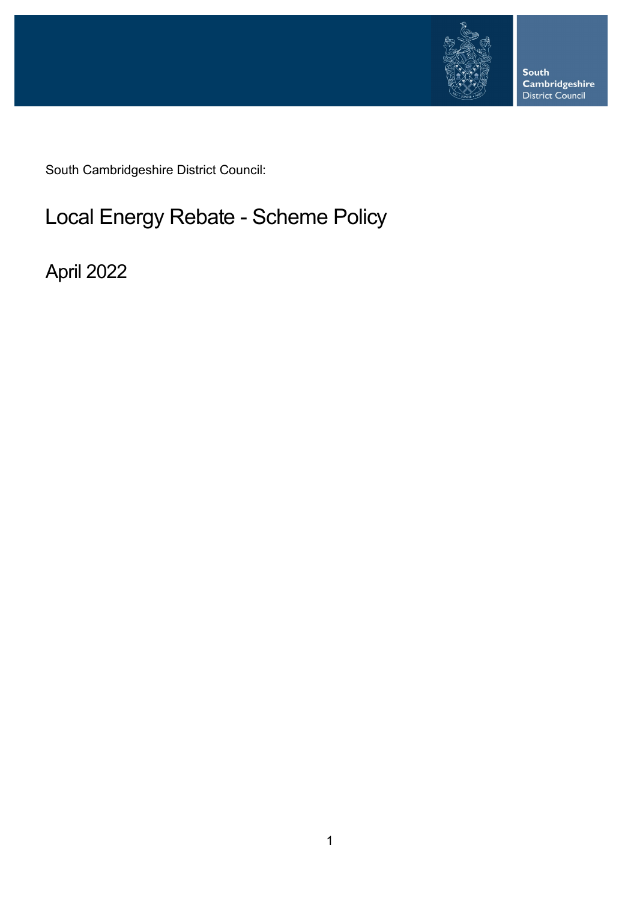South Cambridgeshire District Council

South Cambridgeshire District Council:

# Local Energy Rebate - Scheme Policy

April 2022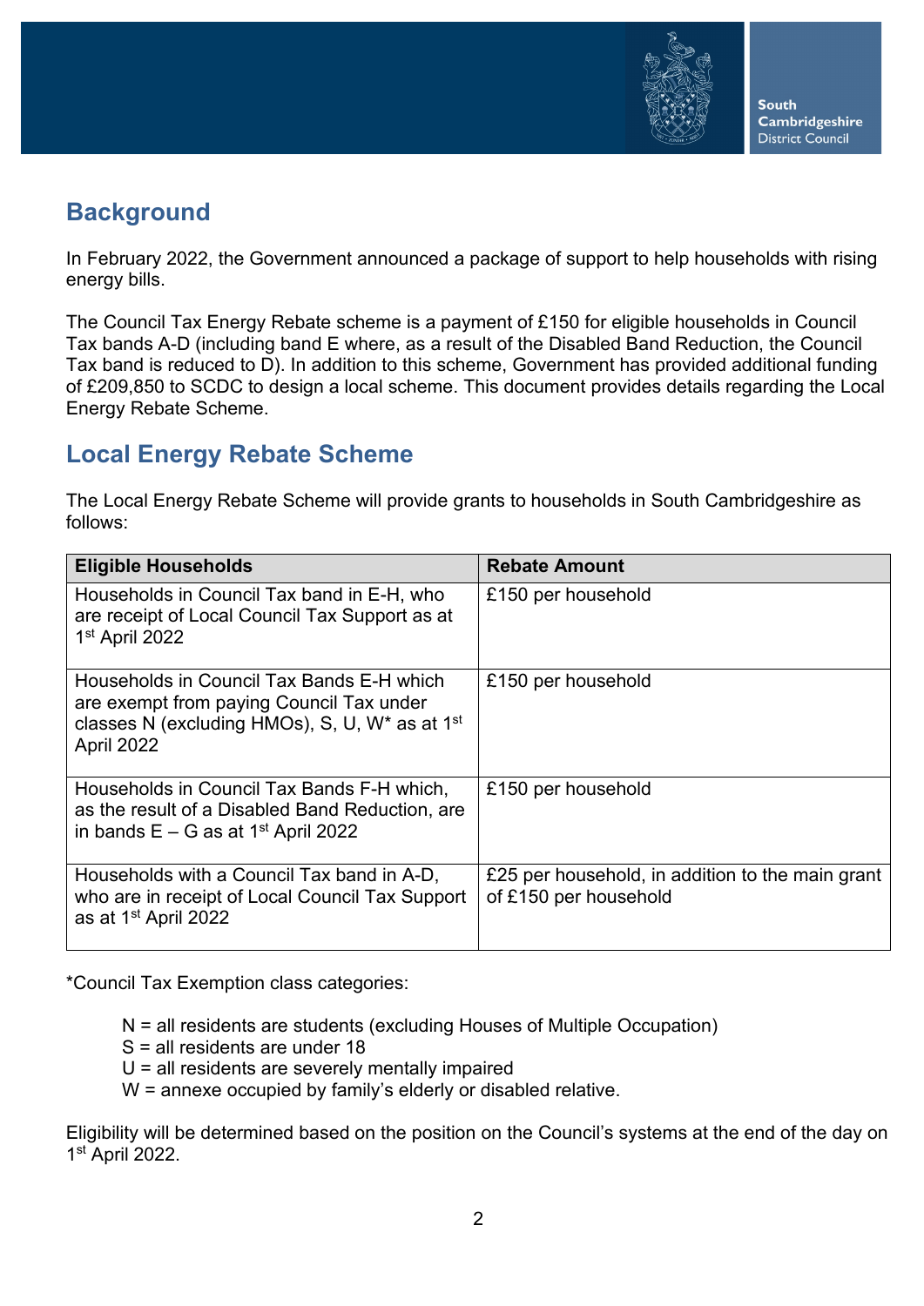## Background

In February 2022, the Government announced a package of support to help households with rising energy bills.

The Council Tax Energy Rebate scheme is a payment of £150 for eligible households in Council Tax bands A-D (including band E where, as a result of the Disabled Band Reduction, the Council Tax band is reduced to D). In addition to this scheme, Government has provided additional funding of £209,850 to SCDC to design a local scheme. This document provides details regarding the Local Energy Rebate Scheme.

## Local Energy Rebate Scheme

The Local Energy Rebate Scheme will provide grants to households in South Cambridgeshire as follows:

| Eligible Households | Rebate Amount |
|---|---|
| Households in Council Tax band in E-H, who are receipt of Local Council Tax Support as at 1st April 2022 | £150 per household |
| Households in Council Tax Bands E-H which are exempt from paying Council Tax under classes N (excluding HMOs), S, U, W* as at 1st April 2022 | £150 per household |
| Households in Council Tax Bands F-H which, as the result of a Disabled Band Reduction, are in bands E – G as at 1st April 2022 | £150 per household |
| Households with a Council Tax band in A-D, who are in receipt of Local Council Tax Support as at 1st April 2022 | £25 per household, in addition to the main grant of £150 per household |

*Council Tax Exemption class categories:

- N = all residents are students (excluding Houses of Multiple Occupation)
- S = all residents are under 18
- U = all residents are severely mentally impaired
- W = annexe occupied by family's elderly or disabled relative.

Eligibility will be determined based on the position on the Council's systems at the end of the day on 1st April 2022.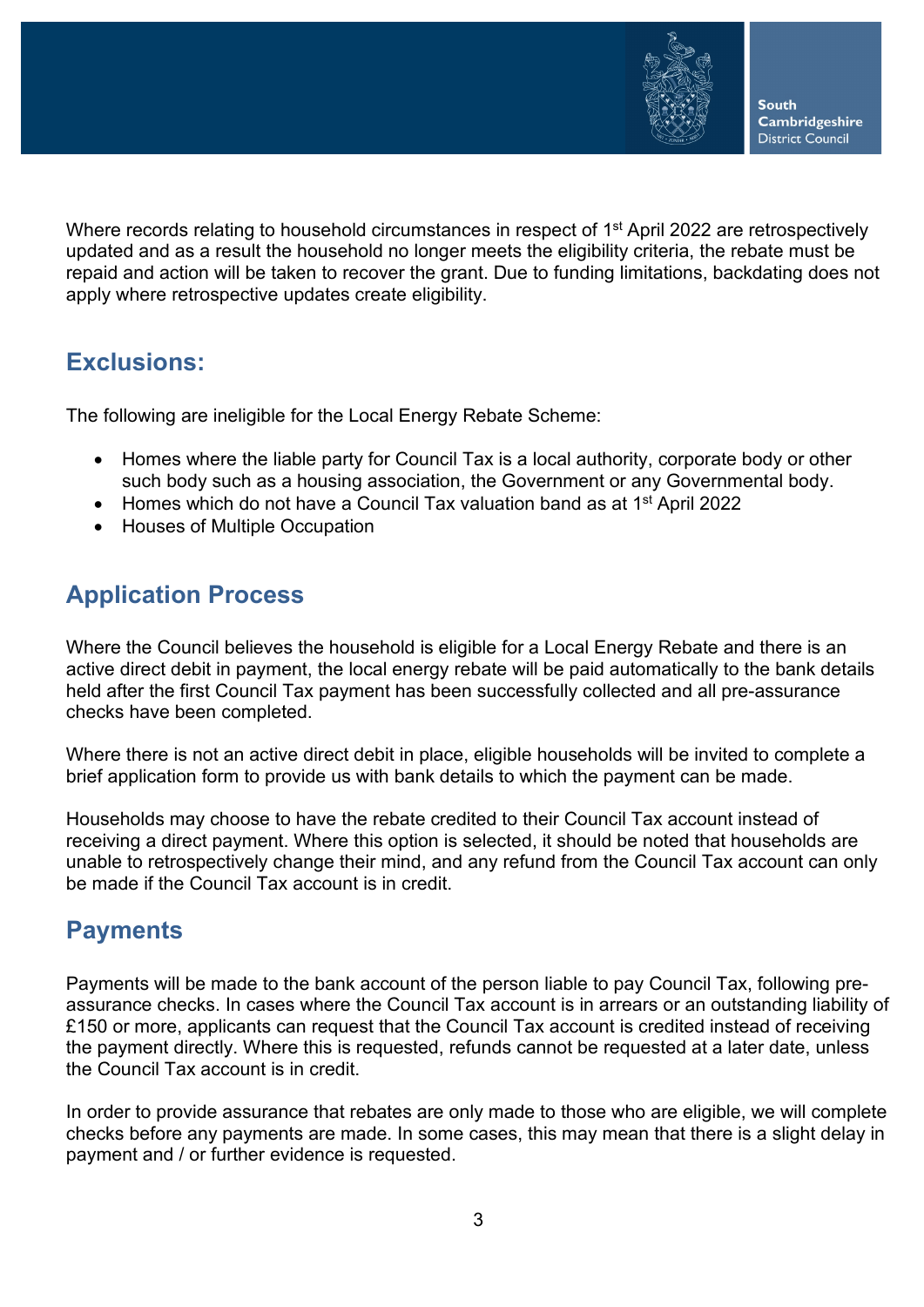Where records relating to household circumstances in respect of 1st April 2022 are retrospectively updated and as a result the household no longer meets the eligibility criteria, the rebate must be repaid and action will be taken to recover the grant. Due to funding limitations, backdating does not apply where retrospective updates create eligibility.

## Exclusions:

The following are ineligible for the Local Energy Rebate Scheme:

- Homes where the liable party for Council Tax is a local authority, corporate body or other such body such as a housing association, the Government or any Governmental body.
- Homes which do not have a Council Tax valuation band as at 1st April 2022
- Houses of Multiple Occupation

## Application Process

Where the Council believes the household is eligible for a Local Energy Rebate and there is an active direct debit in payment, the local energy rebate will be paid automatically to the bank details held after the first Council Tax payment has been successfully collected and all pre-assurance checks have been completed.

Where there is not an active direct debit in place, eligible households will be invited to complete a brief application form to provide us with bank details to which the payment can be made.

Households may choose to have the rebate credited to their Council Tax account instead of receiving a direct payment. Where this option is selected, it should be noted that households are unable to retrospectively change their mind, and any refund from the Council Tax account can only be made if the Council Tax account is in credit.

## Payments

Payments will be made to the bank account of the person liable to pay Council Tax, following pre-assurance checks. In cases where the Council Tax account is in arrears or an outstanding liability of £150 or more, applicants can request that the Council Tax account is credited instead of receiving the payment directly. Where this is requested, refunds cannot be requested at a later date, unless the Council Tax account is in credit.

In order to provide assurance that rebates are only made to those who are eligible, we will complete checks before any payments are made. In some cases, this may mean that there is a slight delay in payment and / or further evidence is requested.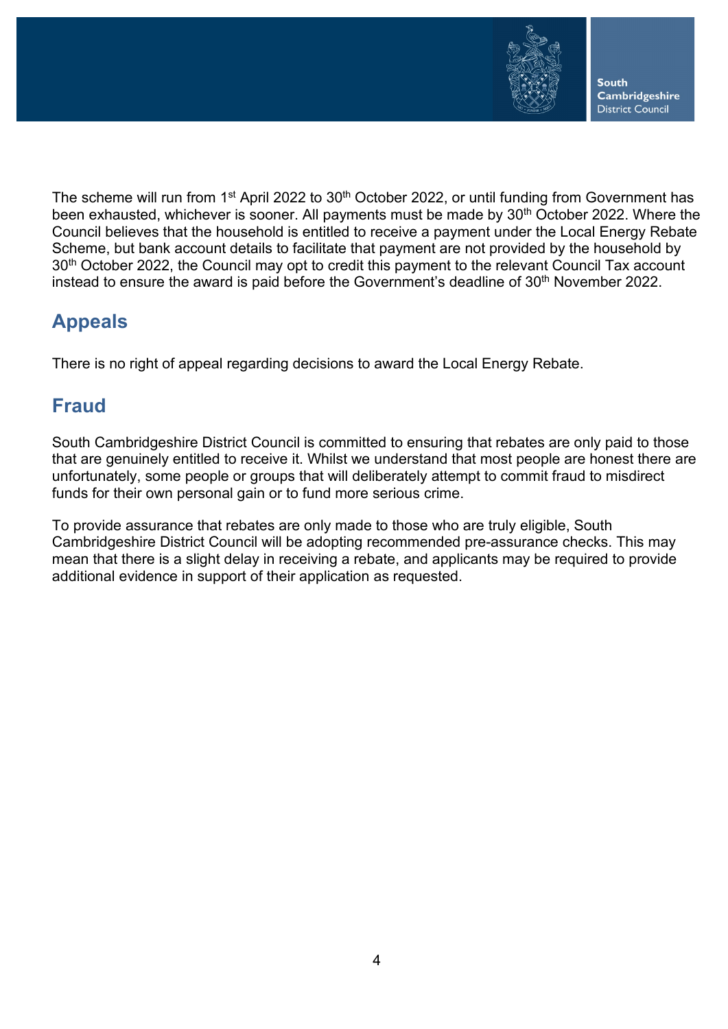The scheme will run from 1st April 2022 to 30th October 2022, or until funding from Government has been exhausted, whichever is sooner. All payments must be made by 30th October 2022. Where the Council believes that the household is entitled to receive a payment under the Local Energy Rebate Scheme, but bank account details to facilitate that payment are not provided by the household by 30th October 2022, the Council may opt to credit this payment to the relevant Council Tax account instead to ensure the award is paid before the Government's deadline of 30th November 2022.

## Appeals

There is no right of appeal regarding decisions to award the Local Energy Rebate.

## Fraud

South Cambridgeshire District Council is committed to ensuring that rebates are only paid to those that are genuinely entitled to receive it. Whilst we understand that most people are honest there are unfortunately, some people or groups that will deliberately attempt to commit fraud to misdirect funds for their own personal gain or to fund more serious crime.

To provide assurance that rebates are only made to those who are truly eligible, South Cambridgeshire District Council will be adopting recommended pre-assurance checks. This may mean that there is a slight delay in receiving a rebate, and applicants may be required to provide additional evidence in support of their application as requested.